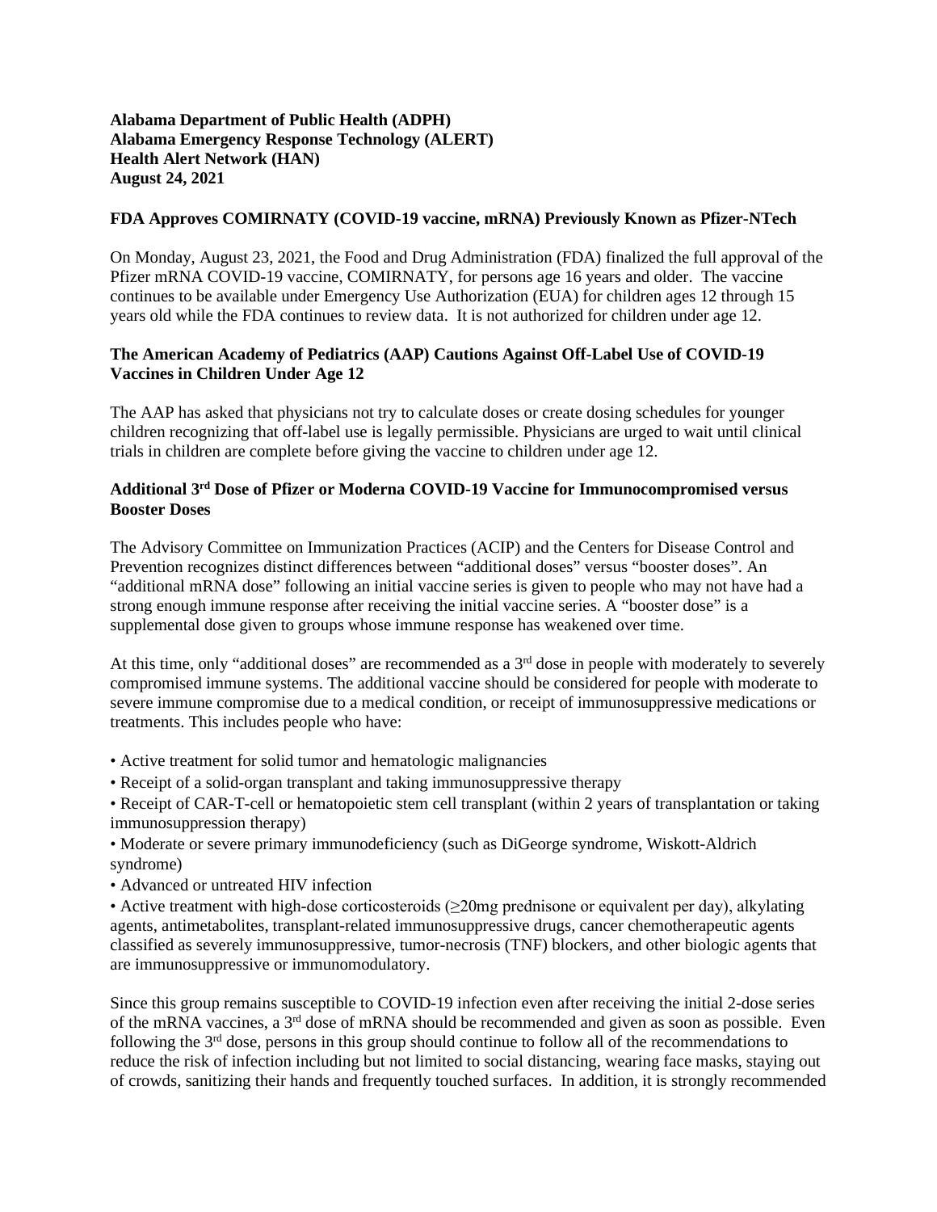**Alabama Department of Public Health (ADPH)**
**Alabama Emergency Response Technology (ALERT)**
**Health Alert Network (HAN)**
**August 24, 2021**

**FDA Approves COMIRNATY (COVID-19 vaccine, mRNA) Previously Known as Pfizer-NTech**

On Monday, August 23, 2021, the Food and Drug Administration (FDA) finalized the full approval of the Pfizer mRNA COVID-19 vaccine, COMIRNATY, for persons age 16 years and older. The vaccine continues to be available under Emergency Use Authorization (EUA) for children ages 12 through 15 years old while the FDA continues to review data. It is not authorized for children under age 12.

**The American Academy of Pediatrics (AAP) Cautions Against Off-Label Use of COVID-19 Vaccines in Children Under Age 12**

The AAP has asked that physicians not try to calculate doses or create dosing schedules for younger children recognizing that off-label use is legally permissible. Physicians are urged to wait until clinical trials in children are complete before giving the vaccine to children under age 12.

**Additional 3rd Dose of Pfizer or Moderna COVID-19 Vaccine for Immunocompromised versus Booster Doses**

The Advisory Committee on Immunization Practices (ACIP) and the Centers for Disease Control and Prevention recognizes distinct differences between "additional doses" versus "booster doses". An "additional mRNA dose" following an initial vaccine series is given to people who may not have had a strong enough immune response after receiving the initial vaccine series. A "booster dose" is a supplemental dose given to groups whose immune response has weakened over time.

At this time, only "additional doses" are recommended as a 3rd dose in people with moderately to severely compromised immune systems. The additional vaccine should be considered for people with moderate to severe immune compromise due to a medical condition, or receipt of immunosuppressive medications or treatments. This includes people who have:

- Active treatment for solid tumor and hematologic malignancies
- Receipt of a solid-organ transplant and taking immunosuppressive therapy
- Receipt of CAR-T-cell or hematopoietic stem cell transplant (within 2 years of transplantation or taking immunosuppression therapy)
- Moderate or severe primary immunodeficiency (such as DiGeorge syndrome, Wiskott-Aldrich syndrome)
- Advanced or untreated HIV infection
- Active treatment with high-dose corticosteroids (≥20mg prednisone or equivalent per day), alkylating agents, antimetabolites, transplant-related immunosuppressive drugs, cancer chemotherapeutic agents classified as severely immunosuppressive, tumor-necrosis (TNF) blockers, and other biologic agents that are immunosuppressive or immunomodulatory.

Since this group remains susceptible to COVID-19 infection even after receiving the initial 2-dose series of the mRNA vaccines, a 3rd dose of mRNA should be recommended and given as soon as possible. Even following the 3rd dose, persons in this group should continue to follow all of the recommendations to reduce the risk of infection including but not limited to social distancing, wearing face masks, staying out of crowds, sanitizing their hands and frequently touched surfaces. In addition, it is strongly recommended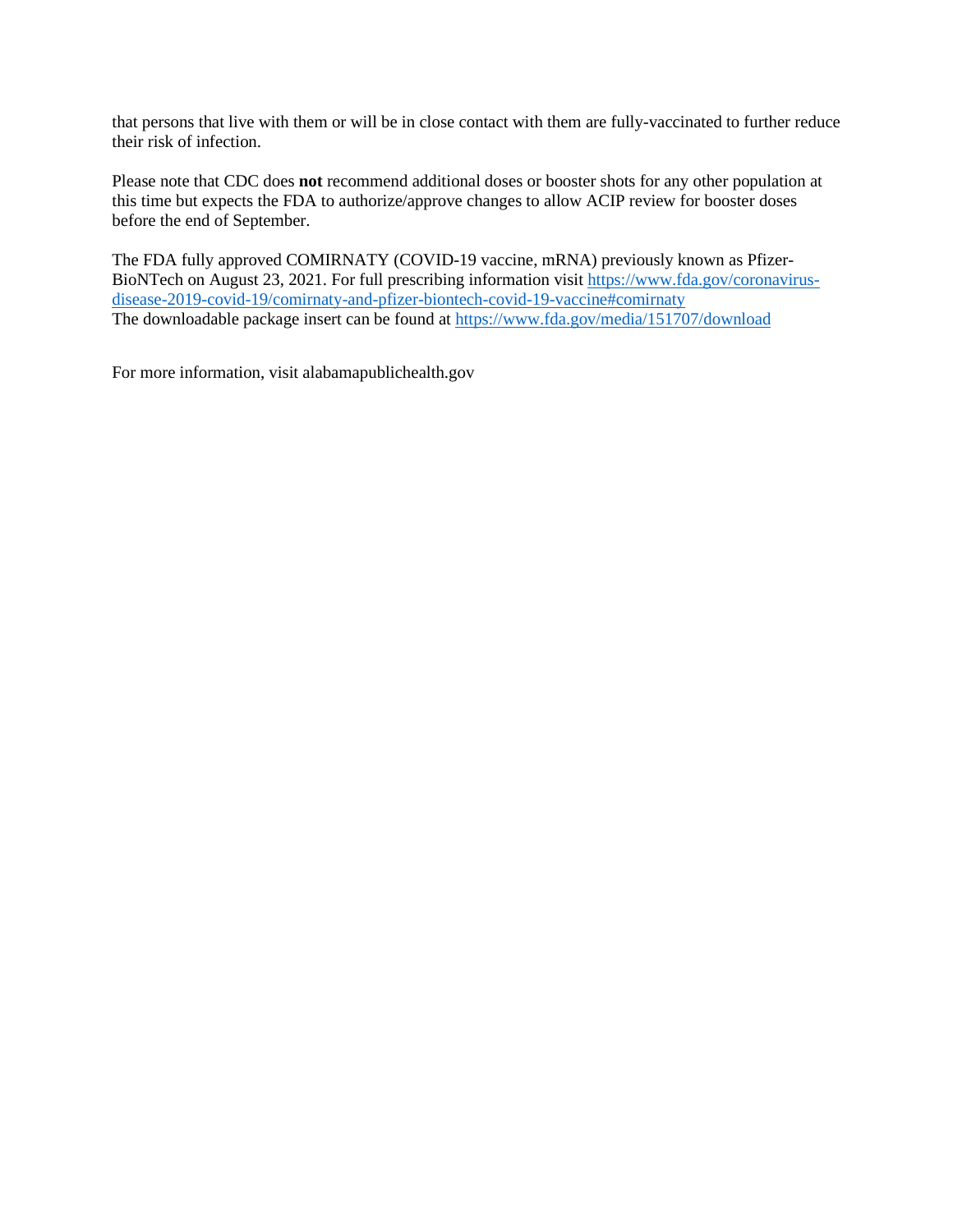that persons that live with them or will be in close contact with them are fully-vaccinated to further reduce their risk of infection.

Please note that CDC does **not** recommend additional doses or booster shots for any other population at this time but expects the FDA to authorize/approve changes to allow ACIP review for booster doses before the end of September.

The FDA fully approved COMIRNATY (COVID-19 vaccine, mRNA) previously known as Pfizer-BioNTech on August 23, 2021. For full prescribing information visit [https://www.fda.gov/coronavirus-disease-2019-covid-19/comirnaty-and-pfizer-biontech-covid-19-vaccine#comirnaty](https://www.fda.gov/coronavirus-disease-2019-covid-19/comirnaty-and-pfizer-biontech-covid-19-vaccine#comirnaty)
The downloadable package insert can be found at [https://www.fda.gov/media/151707/download](https://www.fda.gov/media/151707/download)

For more information, visit alabamapublichealth.gov